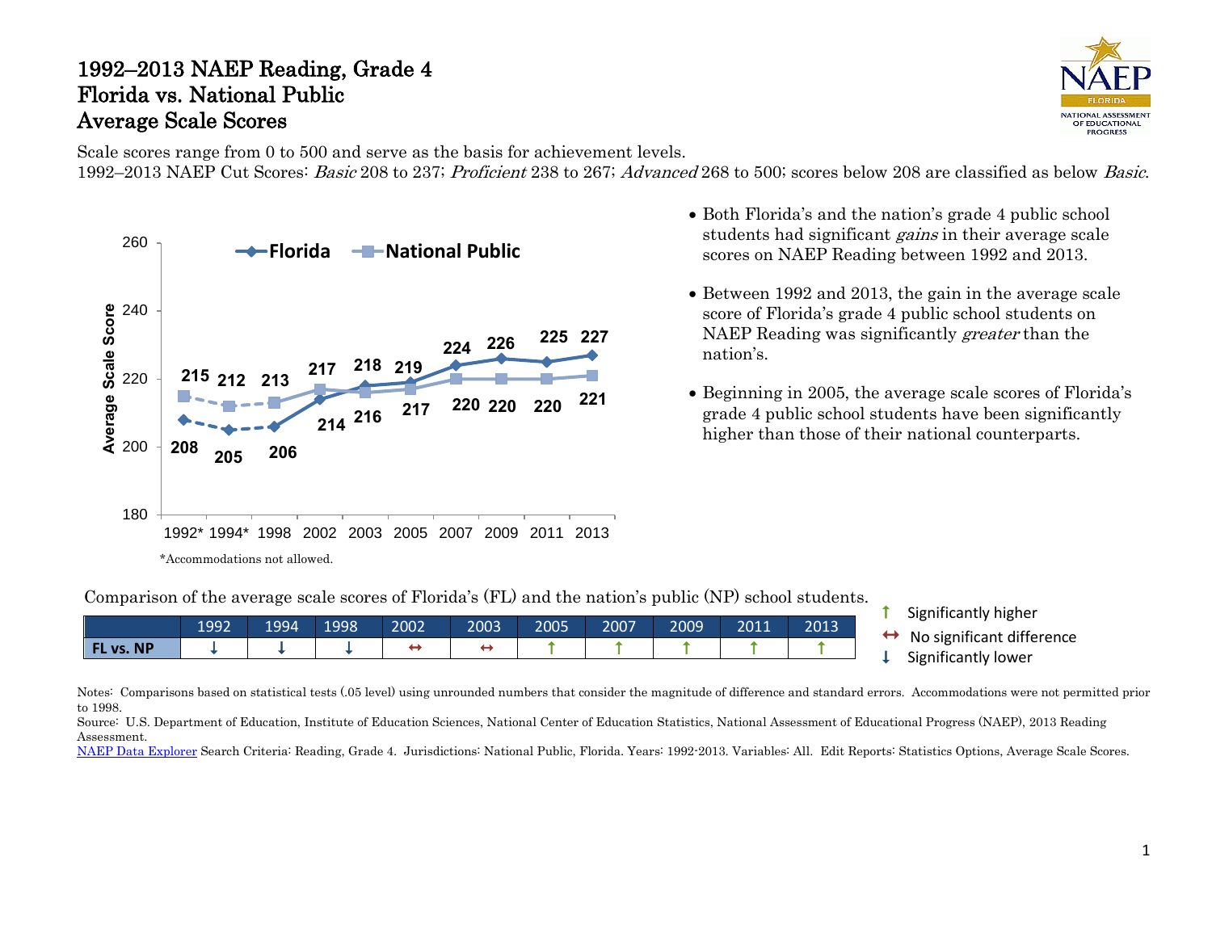# 1992–2013 NAEP Reading, Grade 4
# Florida vs. National Public
# Average Scale Scores

Scale scores range from 0 to 500 and serve as the basis for achievement levels.
1992–2013 NAEP Cut Scores: *Basic* 208 to 237; *Proficient* 238 to 267; *Advanced* 268 to 500; scores below 208 are classified as below *Basic*.

| Year | Florida | National Public |
|---|---|---|
| 1992* | 208 | 215 |
| 1994* | 205 | 212 |
| 1998 | 206 | 213 |
| 2002 | 214 | 217 |
| 2003 | 218 | 216 |
| 2005 | 219 | 217 |
| 2007 | 224 | 220 |
| 2009 | 226 | 220 |
| 2011 | 225 | 220 |
| 2013 | 227 | 221 |

*Accommodations not allowed.

- Both Florida's and the nation's grade 4 public school students had significant *gains* in their average scale scores on NAEP Reading between 1992 and 2013.
- Between 1992 and 2013, the gain in the average scale score of Florida's grade 4 public school students on NAEP Reading was significantly *greater* than the nation's.
- Beginning in 2005, the average scale scores of Florida's grade 4 public school students have been significantly higher than those of their national counterparts.

Comparison of the average scale scores of Florida's (FL) and the nation's public (NP) school students.

| | 1992 | 1994 | 1998 | 2002 | 2003 | 2005 | 2007 | 2009 | 2011 | 2013 |
|---|---|---|---|---|---|---|---|---|---|---|
| FL vs. NP | ↓ | ↓ | ↓ | ↔ | ↔ | ↑ | ↑ | ↑ | ↑ | ↑ |

↑ Significantly higher
↔ No significant difference
↓ Significantly lower

Notes: Comparisons based on statistical tests (.05 level) using unrounded numbers that consider the magnitude of difference and standard errors. Accommodations were not permitted prior to 1998.
Source: U.S. Department of Education, Institute of Education Sciences, National Center of Education Statistics, National Assessment of Educational Progress (NAEP), 2013 Reading Assessment.
NAEP Data Explorer Search Criteria: Reading, Grade 4. Jurisdictions: National Public, Florida. Years: 1992-2013. Variables: All. Edit Reports: Statistics Options, Average Scale Scores.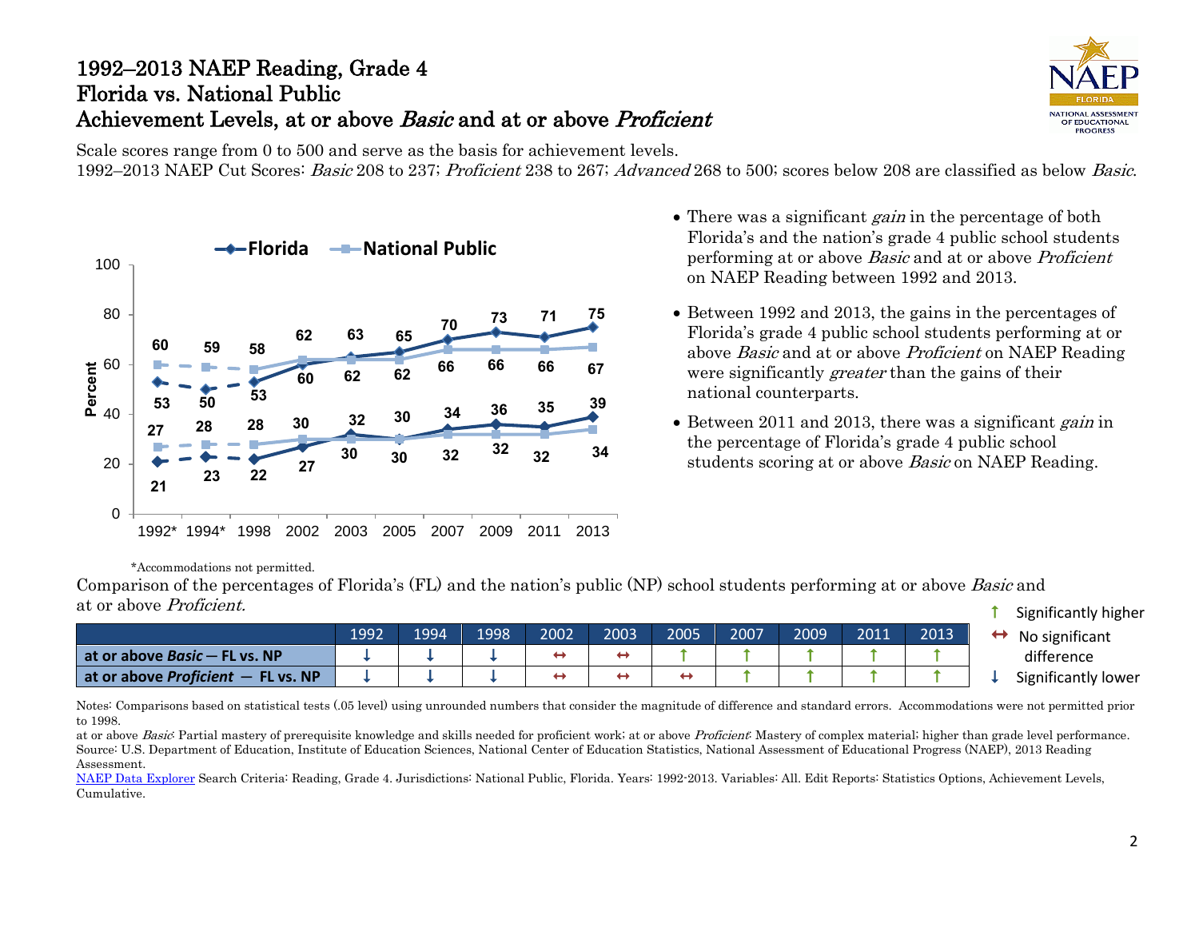# 1992–2013 NAEP Reading, Grade 4
# Florida vs. National Public
# Achievement Levels, at or above *Basic* and at or above *Proficient*

Scale scores range from 0 to 500 and serve as the basis for achievement levels.
1992–2013 NAEP Cut Scores: *Basic* 208 to 237; *Proficient* 238 to 267; *Advanced* 268 to 500; scores below 208 are classified as below *Basic*.

| | 1992* | 1994* | 1998 | 2002 | 2003 | 2005 | 2007 | 2009 | 2011 | 2013 |
|---|---|---|---|---|---|---|---|---|---|---|
| Florida – at or above Basic (%) | 53 | 50 | 53 | 60 | 63 | 65 | 70 | 73 | 71 | 75 |
| National Public – at or above Basic (%) | 60 | 59 | 58 | 62 | 62 | 62 | 66 | 66 | 66 | 67 |
| Florida – at or above Proficient (%) | 21 | 23 | 22 | 27 | 32 | 30 | 34 | 36 | 35 | 39 |
| National Public – at or above Proficient (%) | 27 | 28 | 28 | 30 | 30 | 30 | 32 | 32 | 32 | 34 |

*Accommodations not permitted.

- There was a significant *gain* in the percentage of both Florida's and the nation's grade 4 public school students performing at or above *Basic* and at or above *Proficient* on NAEP Reading between 1992 and 2013.
- Between 1992 and 2013, the gains in the percentages of Florida's grade 4 public school students performing at or above *Basic* and at or above *Proficient* on NAEP Reading were significantly *greater* than the gains of their national counterparts.
- Between 2011 and 2013, there was a significant *gain* in the percentage of Florida's grade 4 public school students scoring at or above *Basic* on NAEP Reading.

Comparison of the percentages of Florida's (FL) and the nation's public (NP) school students performing at or above *Basic* and at or above *Proficient.*

| | 1992 | 1994 | 1998 | 2002 | 2003 | 2005 | 2007 | 2009 | 2011 | 2013 |
|---|---|---|---|---|---|---|---|---|---|---|
| at or above *Basic* — FL vs. NP | ↓ | ↓ | ↓ | ↔ | ↔ | ↑ | ↑ | ↑ | ↑ | ↑ |
| at or above *Proficient* — FL vs. NP | ↓ | ↓ | ↓ | ↔ | ↔ | ↔ | ↑ | ↑ | ↑ | ↑ |

↑ Significantly higher
↔ No significant difference
↓ Significantly lower

Notes: Comparisons based on statistical tests (.05 level) using unrounded numbers that consider the magnitude of difference and standard errors. Accommodations were not permitted prior to 1998.
at or above *Basic*: Partial mastery of prerequisite knowledge and skills needed for proficient work; at or above *Proficient*: Mastery of complex material; higher than grade level performance.
Source: U.S. Department of Education, Institute of Education Sciences, National Center of Education Statistics, National Assessment of Educational Progress (NAEP), 2013 Reading Assessment.
NAEP Data Explorer Search Criteria: Reading, Grade 4. Jurisdictions: National Public, Florida. Years: 1992-2013. Variables: All. Edit Reports: Statistics Options, Achievement Levels, Cumulative.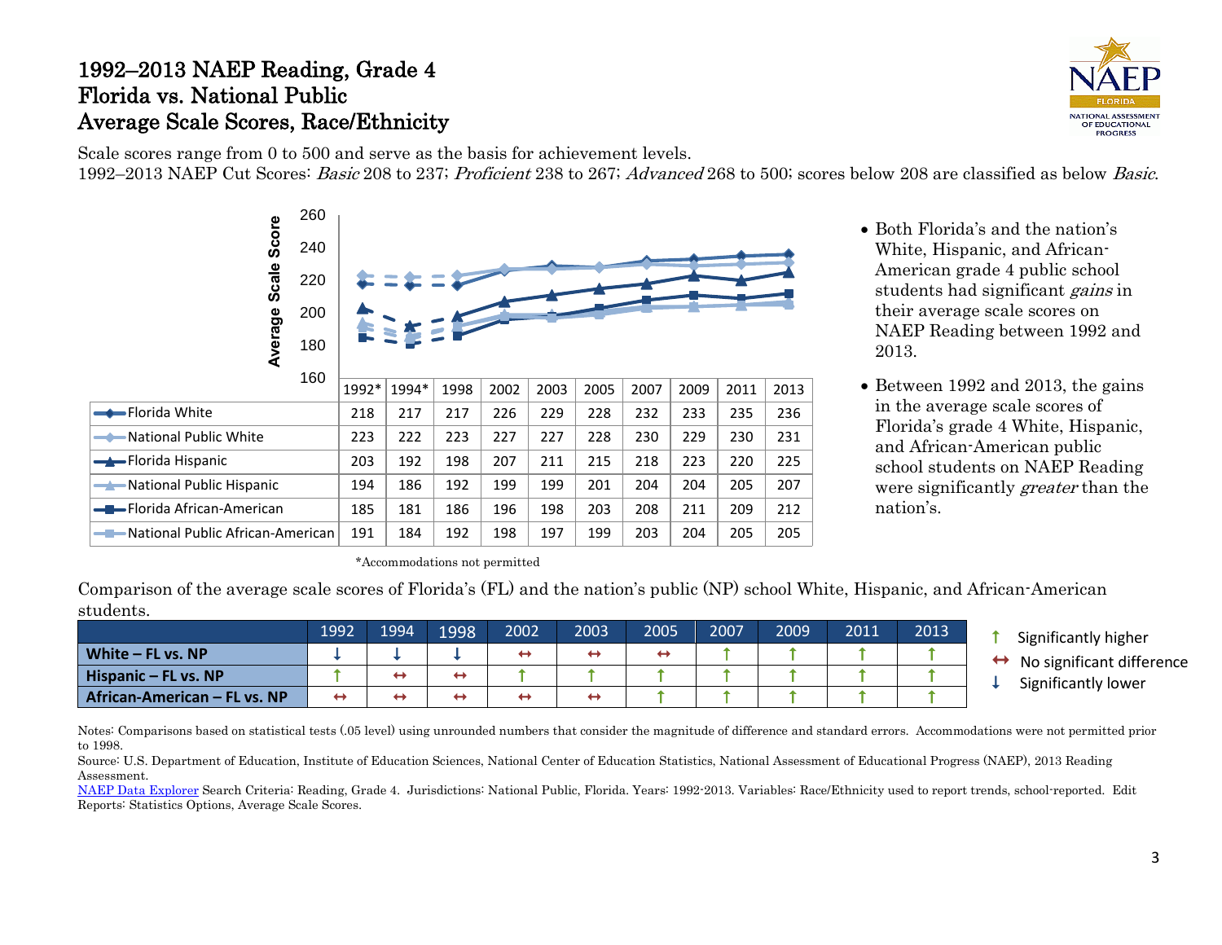# 1992–2013 NAEP Reading, Grade 4
# Florida vs. National Public
# Average Scale Scores, Race/Ethnicity

Scale scores range from 0 to 500 and serve as the basis for achievement levels.
1992–2013 NAEP Cut Scores: *Basic* 208 to 237; *Proficient* 238 to 267; *Advanced* 268 to 500; scores below 208 are classified as below *Basic*.

| | 1992* | 1994* | 1998 | 2002 | 2003 | 2005 | 2007 | 2009 | 2011 | 2013 |
|---|---|---|---|---|---|---|---|---|---|---|
| Florida White | 218 | 217 | 217 | 226 | 229 | 228 | 232 | 233 | 235 | 236 |
| National Public White | 223 | 222 | 223 | 227 | 227 | 228 | 230 | 229 | 230 | 231 |
| Florida Hispanic | 203 | 192 | 198 | 207 | 211 | 215 | 218 | 223 | 220 | 225 |
| National Public Hispanic | 194 | 186 | 192 | 199 | 199 | 201 | 204 | 204 | 205 | 207 |
| Florida African-American | 185 | 181 | 186 | 196 | 198 | 203 | 208 | 211 | 209 | 212 |
| National Public African-American | 191 | 184 | 192 | 198 | 197 | 199 | 203 | 204 | 205 | 205 |

*Accommodations not permitted

- Both Florida's and the nation's White, Hispanic, and African-American grade 4 public school students had significant *gains* in their average scale scores on NAEP Reading between 1992 and 2013.
- Between 1992 and 2013, the gains in the average scale scores of Florida's grade 4 White, Hispanic, and African-American public school students on NAEP Reading were significantly *greater* than the nation's.

Comparison of the average scale scores of Florida's (FL) and the nation's public (NP) school White, Hispanic, and African-American students.

| | 1992 | 1994 | 1998 | 2002 | 2003 | 2005 | 2007 | 2009 | 2011 | 2013 |
|---|---|---|---|---|---|---|---|---|---|---|
| **White – FL vs. NP** | ↓ | ↓ | ↓ | ↔ | ↔ | ↔ | ↑ | ↑ | ↑ | ↑ |
| **Hispanic – FL vs. NP** | ↑ | ↔ | ↔ | ↑ | ↑ | ↑ | ↑ | ↑ | ↑ | ↑ |
| **African-American – FL vs. NP** | ↔ | ↔ | ↔ | ↔ | ↔ | ↑ | ↑ | ↑ | ↑ | ↑ |

↑ Significantly higher
↔ No significant difference
↓ Significantly lower

Notes: Comparisons based on statistical tests (.05 level) using unrounded numbers that consider the magnitude of difference and standard errors. Accommodations were not permitted prior to 1998.
Source: U.S. Department of Education, Institute of Education Sciences, National Center of Education Statistics, National Assessment of Educational Progress (NAEP), 2013 Reading Assessment.
[NAEP Data Explorer] Search Criteria: Reading, Grade 4. Jurisdictions: National Public, Florida. Years: 1992-2013. Variables: Race/Ethnicity used to report trends, school-reported. Edit Reports: Statistics Options, Average Scale Scores.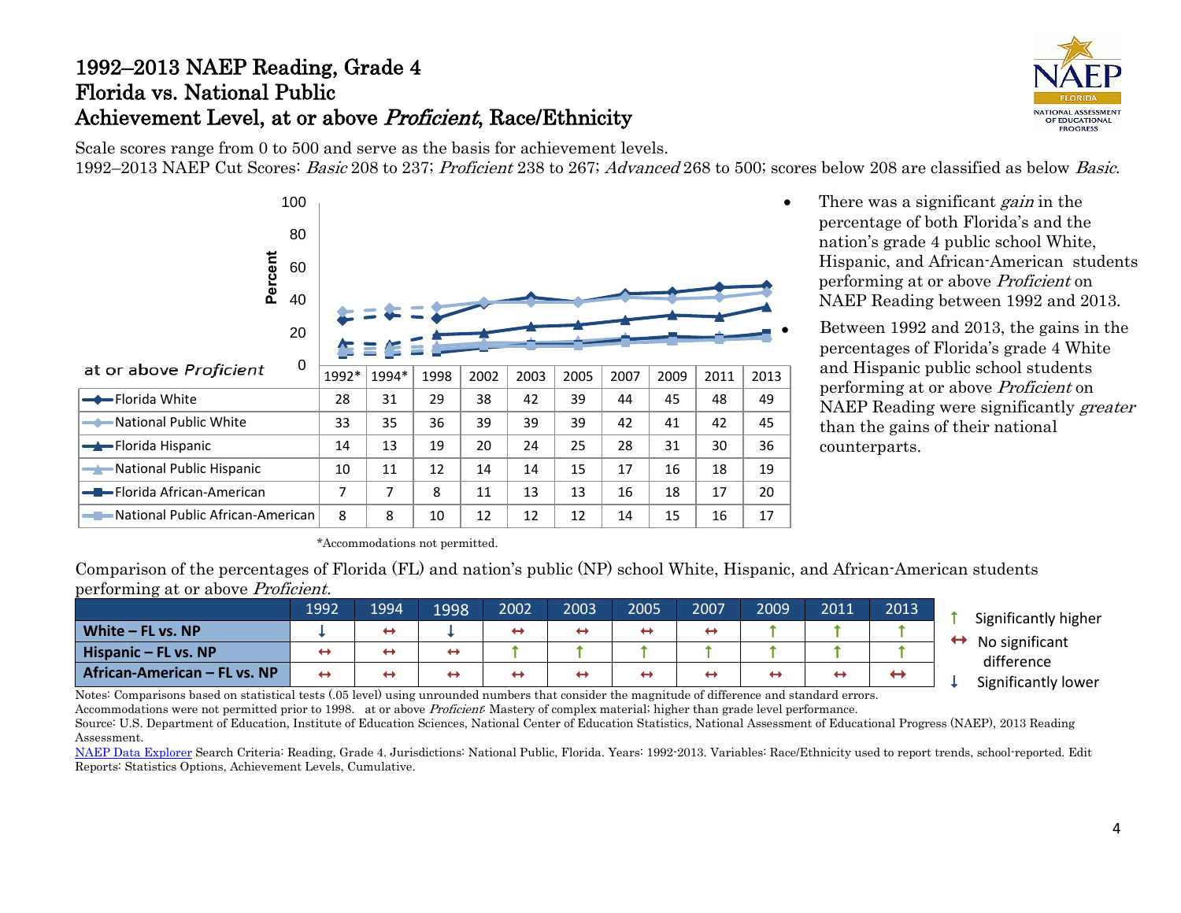# 1992–2013 NAEP Reading, Grade 4
## Florida vs. National Public
## Achievement Level, at or above *Proficient*, Race/Ethnicity

Scale scores range from 0 to 500 and serve as the basis for achievement levels.
1992–2013 NAEP Cut Scores: *Basic* 208 to 237; *Proficient* 238 to 267; *Advanced* 268 to 500; scores below 208 are classified as below *Basic*.

| at or above *Proficient* | 1992* | 1994* | 1998 | 2002 | 2003 | 2005 | 2007 | 2009 | 2011 | 2013 |
|---|---|---|---|---|---|---|---|---|---|---|
| Florida White | 28 | 31 | 29 | 38 | 42 | 39 | 44 | 45 | 48 | 49 |
| National Public White | 33 | 35 | 36 | 39 | 39 | 39 | 42 | 41 | 42 | 45 |
| Florida Hispanic | 14 | 13 | 19 | 20 | 24 | 25 | 28 | 31 | 30 | 36 |
| National Public Hispanic | 10 | 11 | 12 | 14 | 14 | 15 | 17 | 16 | 18 | 19 |
| Florida African-American | 7 | 7 | 8 | 11 | 13 | 13 | 16 | 18 | 17 | 20 |
| National Public African-American | 8 | 8 | 10 | 12 | 12 | 12 | 14 | 15 | 16 | 17 |

*Accommodations not permitted.

- There was a significant *gain* in the percentage of both Florida's and the nation's grade 4 public school White, Hispanic, and African-American students performing at or above *Proficient* on NAEP Reading between 1992 and 2013.
- Between 1992 and 2013, the gains in the percentages of Florida's grade 4 White and Hispanic public school students performing at or above *Proficient* on NAEP Reading were significantly *greater* than the gains of their national counterparts.

Comparison of the percentages of Florida (FL) and nation's public (NP) school White, Hispanic, and African-American students performing at or above *Proficient*.

| | 1992 | 1994 | 1998 | 2002 | 2003 | 2005 | 2007 | 2009 | 2011 | 2013 |
|---|---|---|---|---|---|---|---|---|---|---|
| **White – FL vs. NP** | ↓ | ↔ | ↓ | ↔ | ↔ | ↔ | ↔ | ↑ | ↑ | ↑ |
| **Hispanic – FL vs. NP** | ↔ | ↔ | ↔ | ↑ | ↑ | ↑ | ↑ | ↑ | ↑ | ↑ |
| **African-American – FL vs. NP** | ↔ | ↔ | ↔ | ↔ | ↔ | ↔ | ↔ | ↔ | ↔ | ↔ |

↑ Significantly higher
↔ No significant difference
↓ Significantly lower

Notes: Comparisons based on statistical tests (.05 level) using unrounded numbers that consider the magnitude of difference and standard errors.
Accommodations were not permitted prior to 1998. at or above *Proficient*: Mastery of complex material; higher than grade level performance.
Source: U.S. Department of Education, Institute of Education Sciences, National Center of Education Statistics, National Assessment of Educational Progress (NAEP), 2013 Reading Assessment.
NAEP Data Explorer Search Criteria: Reading, Grade 4. Jurisdictions: National Public, Florida. Years: 1992-2013. Variables: Race/Ethnicity used to report trends, school-reported. Edit Reports: Statistics Options, Achievement Levels, Cumulative.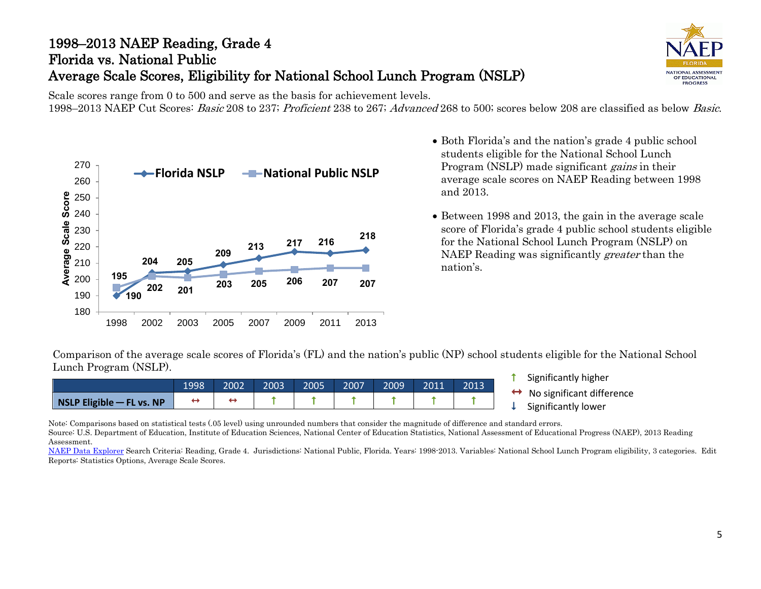# 1998–2013 NAEP Reading, Grade 4
# Florida vs. National Public
# Average Scale Scores, Eligibility for National School Lunch Program (NSLP)

Scale scores range from 0 to 500 and serve as the basis for achievement levels.
1998–2013 NAEP Cut Scores: *Basic* 208 to 237; *Proficient* 238 to 267; *Advanced* 268 to 500; scores below 208 are classified as below *Basic*.

| Year | Florida NSLP | National Public NSLP |
|---|---|---|
| 1998 | 190 | 195 |
| 2002 | 204 | 202 |
| 2003 | 205 | 201 |
| 2005 | 209 | 203 |
| 2007 | 213 | 205 |
| 2009 | 217 | 206 |
| 2011 | 216 | 207 |
| 2013 | 218 | 207 |

- Both Florida's and the nation's grade 4 public school students eligible for the National School Lunch Program (NSLP) made significant *gains* in their average scale scores on NAEP Reading between 1998 and 2013.
- Between 1998 and 2013, the gain in the average scale score of Florida's grade 4 public school students eligible for the National School Lunch Program (NSLP) on NAEP Reading was significantly *greater* than the nation's.

Comparison of the average scale scores of Florida's (FL) and the nation's public (NP) school students eligible for the National School Lunch Program (NSLP).

| | 1998 | 2002 | 2003 | 2005 | 2007 | 2009 | 2011 | 2013 |
|---|---|---|---|---|---|---|---|---|
| NSLP Eligible — FL vs. NP | ↔ | ↔ | ↑ | ↑ | ↑ | ↑ | ↑ | ↑ |

↑ Significantly higher
↔ No significant difference
↓ Significantly lower

Note: Comparisons based on statistical tests (.05 level) using unrounded numbers that consider the magnitude of difference and standard errors.
Source: U.S. Department of Education, Institute of Education Sciences, National Center of Education Statistics, National Assessment of Educational Progress (NAEP), 2013 Reading Assessment.
NAEP Data Explorer Search Criteria: Reading, Grade 4. Jurisdictions: National Public, Florida. Years: 1998-2013. Variables: National School Lunch Program eligibility, 3 categories. Edit Reports: Statistics Options, Average Scale Scores.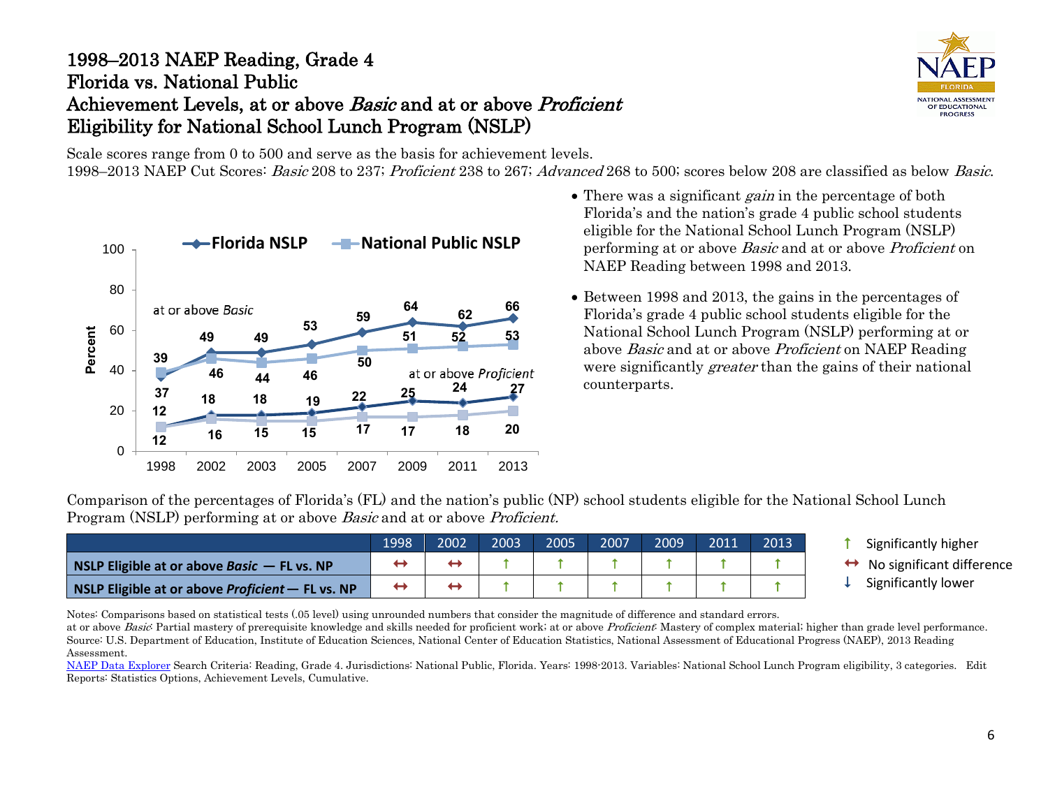# 1998–2013 NAEP Reading, Grade 4
## Florida vs. National Public
## Achievement Levels, at or above *Basic* and at or above *Proficient*
## Eligibility for National School Lunch Program (NSLP)

Scale scores range from 0 to 500 and serve as the basis for achievement levels.
1998–2013 NAEP Cut Scores: *Basic* 208 to 237; *Proficient* 238 to 267; *Advanced* 268 to 500; scores below 208 are classified as below *Basic*.

| Percent | 1998 | 2002 | 2003 | 2005 | 2007 | 2009 | 2011 | 2013 |
|---|---|---|---|---|---|---|---|---|
| Florida NSLP – at or above *Basic* | 37 | 49 | 49 | 53 | 59 | 64 | 62 | 66 |
| National Public NSLP – at or above *Basic* | 39 | 46 | 44 | 46 | 50 | 51 | 52 | 53 |
| Florida NSLP – at or above *Proficient* | 12 | 18 | 18 | 19 | 22 | 25 | 24 | 27 |
| National Public NSLP – at or above *Proficient* | 12 | 16 | 15 | 15 | 17 | 17 | 18 | 20 |

- There was a significant *gain* in the percentage of both Florida's and the nation's grade 4 public school students eligible for the National School Lunch Program (NSLP) performing at or above *Basic* and at or above *Proficient* on NAEP Reading between 1998 and 2013.
- Between 1998 and 2013, the gains in the percentages of Florida's grade 4 public school students eligible for the National School Lunch Program (NSLP) performing at or above *Basic* and at or above *Proficient* on NAEP Reading were significantly *greater* than the gains of their national counterparts.

Comparison of the percentages of Florida's (FL) and the nation's public (NP) school students eligible for the National School Lunch Program (NSLP) performing at or above *Basic* and at or above *Proficient.*

| | 1998 | 2002 | 2003 | 2005 | 2007 | 2009 | 2011 | 2013 |
|---|---|---|---|---|---|---|---|---|
| **NSLP Eligible at or above *Basic* — FL vs. NP** | ↔ | ↔ | ↑ | ↑ | ↑ | ↑ | ↑ | ↑ |
| **NSLP Eligible at or above *Proficient* — FL vs. NP** | ↔ | ↔ | ↑ | ↑ | ↑ | ↑ | ↑ | ↑ |

↑ Significantly higher
↔ No significant difference
↓ Significantly lower

Notes: Comparisons based on statistical tests (.05 level) using unrounded numbers that consider the magnitude of difference and standard errors.
at or above *Basic*: Partial mastery of prerequisite knowledge and skills needed for proficient work; at or above *Proficient*: Mastery of complex material; higher than grade level performance.
Source: U.S. Department of Education, Institute of Education Sciences, National Center of Education Statistics, National Assessment of Educational Progress (NAEP), 2013 Reading Assessment.
NAEP Data Explorer Search Criteria: Reading, Grade 4. Jurisdictions: National Public, Florida. Years: 1998-2013. Variables: National School Lunch Program eligibility, 3 categories. Edit Reports: Statistics Options, Achievement Levels, Cumulative.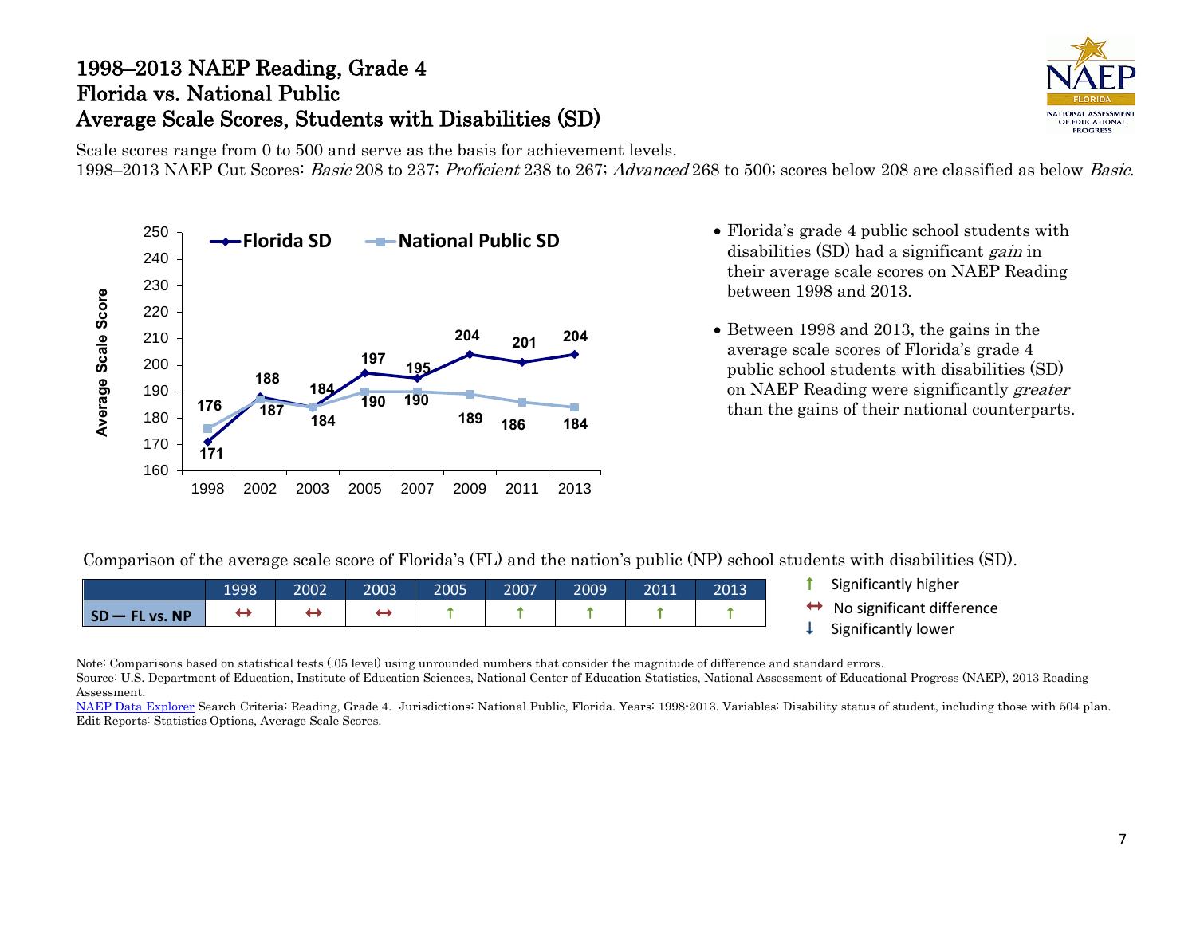# 1998–2013 NAEP Reading, Grade 4
## Florida vs. National Public
## Average Scale Scores, Students with Disabilities (SD)

Scale scores range from 0 to 500 and serve as the basis for achievement levels.
1998–2013 NAEP Cut Scores: *Basic* 208 to 237; *Proficient* 238 to 267; *Advanced* 268 to 500; scores below 208 are classified as below *Basic*.

| Year | Florida SD | National Public SD |
|---|---|---|
| 1998 | 171 | 176 |
| 2002 | 188 | 187 |
| 2003 | 184 | 184 |
| 2005 | 197 | 190 |
| 2007 | 195 | 190 |
| 2009 | 204 | 189 |
| 2011 | 201 | 186 |
| 2013 | 204 | 184 |

- Florida's grade 4 public school students with disabilities (SD) had a significant *gain* in their average scale scores on NAEP Reading between 1998 and 2013.
- Between 1998 and 2013, the gains in the average scale scores of Florida's grade 4 public school students with disabilities (SD) on NAEP Reading were significantly *greater* than the gains of their national counterparts.

Comparison of the average scale score of Florida's (FL) and the nation's public (NP) school students with disabilities (SD).

| | 1998 | 2002 | 2003 | 2005 | 2007 | 2009 | 2011 | 2013 |
|---|---|---|---|---|---|---|---|---|
| SD — FL vs. NP | ↔ | ↔ | ↔ | ↑ | ↑ | ↑ | ↑ | ↑ |

↑ Significantly higher
↔ No significant difference
↓ Significantly lower

Note: Comparisons based on statistical tests (.05 level) using unrounded numbers that consider the magnitude of difference and standard errors.
Source: U.S. Department of Education, Institute of Education Sciences, National Center of Education Statistics, National Assessment of Educational Progress (NAEP), 2013 Reading Assessment.
NAEP Data Explorer Search Criteria: Reading, Grade 4. Jurisdictions: National Public, Florida. Years: 1998-2013. Variables: Disability status of student, including those with 504 plan. Edit Reports: Statistics Options, Average Scale Scores.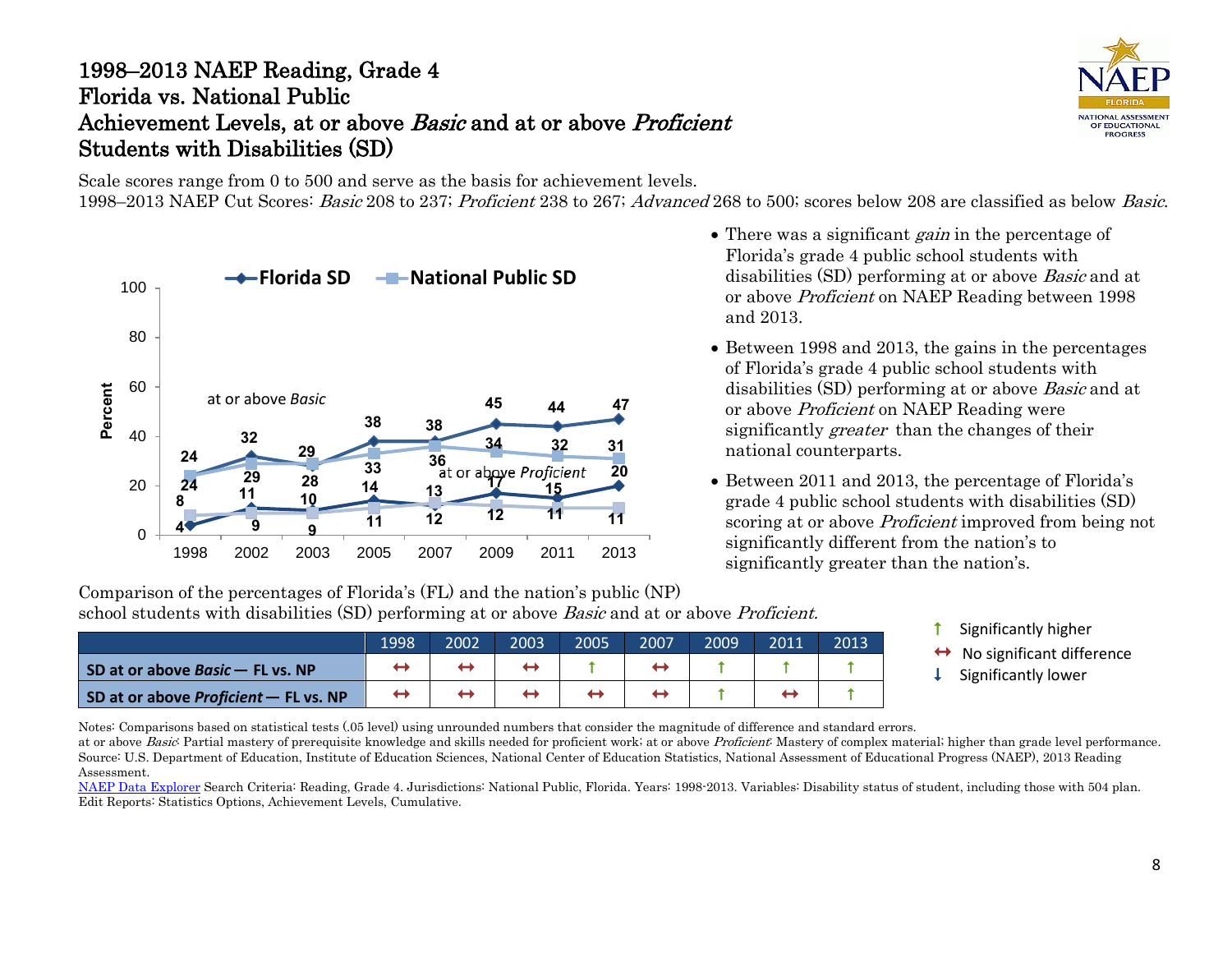# 1998–2013 NAEP Reading, Grade 4
# Florida vs. National Public
# Achievement Levels, at or above *Basic* and at or above *Proficient*
# Students with Disabilities (SD)

Scale scores range from 0 to 500 and serve as the basis for achievement levels.
1998–2013 NAEP Cut Scores: *Basic* 208 to 237; *Proficient* 238 to 267; *Advanced* 268 to 500; scores below 208 are classified as below *Basic*.

| Year | 1998 | 2002 | 2003 | 2005 | 2007 | 2009 | 2011 | 2013 |
|---|---|---|---|---|---|---|---|---|
| Florida SD at or above *Basic* | 24 | 32 | 29 | 38 | 38 | 45 | 44 | 47 |
| National Public SD at or above *Basic* | 24 | 29 | 28 | 33 | 36 | 34 | 32 | 31 |
| Florida SD at or above *Proficient* | 4 | 11 | 10 | 14 | 13 | 17 | 15 | 20 |
| National Public SD at or above *Proficient* | 8 | 9 | 9 | 11 | 12 | 12 | 11 | 11 |

- There was a significant *gain* in the percentage of Florida's grade 4 public school students with disabilities (SD) performing at or above *Basic* and at or above *Proficient* on NAEP Reading between 1998 and 2013.
- Between 1998 and 2013, the gains in the percentages of Florida's grade 4 public school students with disabilities (SD) performing at or above *Basic* and at or above *Proficient* on NAEP Reading were significantly *greater* than the changes of their national counterparts.
- Between 2011 and 2013, the percentage of Florida's grade 4 public school students with disabilities (SD) scoring at or above *Proficient* improved from being not significantly different from the nation's to significantly greater than the nation's.

Comparison of the percentages of Florida's (FL) and the nation's public (NP) school students with disabilities (SD) performing at or above *Basic* and at or above *Proficient.*

| | 1998 | 2002 | 2003 | 2005 | 2007 | 2009 | 2011 | 2013 |
|---|---|---|---|---|---|---|---|---|
| **SD at or above *Basic* — FL vs. NP** | ↔ | ↔ | ↔ | ↑ | ↔ | ↑ | ↑ | ↑ |
| **SD at or above *Proficient* — FL vs. NP** | ↔ | ↔ | ↔ | ↔ | ↔ | ↑ | ↔ | ↑ |

↑ Significantly higher
↔ No significant difference
↓ Significantly lower

Notes: Comparisons based on statistical tests (.05 level) using unrounded numbers that consider the magnitude of difference and standard errors.
at or above *Basic*: Partial mastery of prerequisite knowledge and skills needed for proficient work; at or above *Proficient*: Mastery of complex material; higher than grade level performance.
Source: U.S. Department of Education, Institute of Education Sciences, National Center of Education Statistics, National Assessment of Educational Progress (NAEP), 2013 Reading Assessment.
NAEP Data Explorer Search Criteria: Reading, Grade 4. Jurisdictions: National Public, Florida. Years: 1998-2013. Variables: Disability status of student, including those with 504 plan. Edit Reports: Statistics Options, Achievement Levels, Cumulative.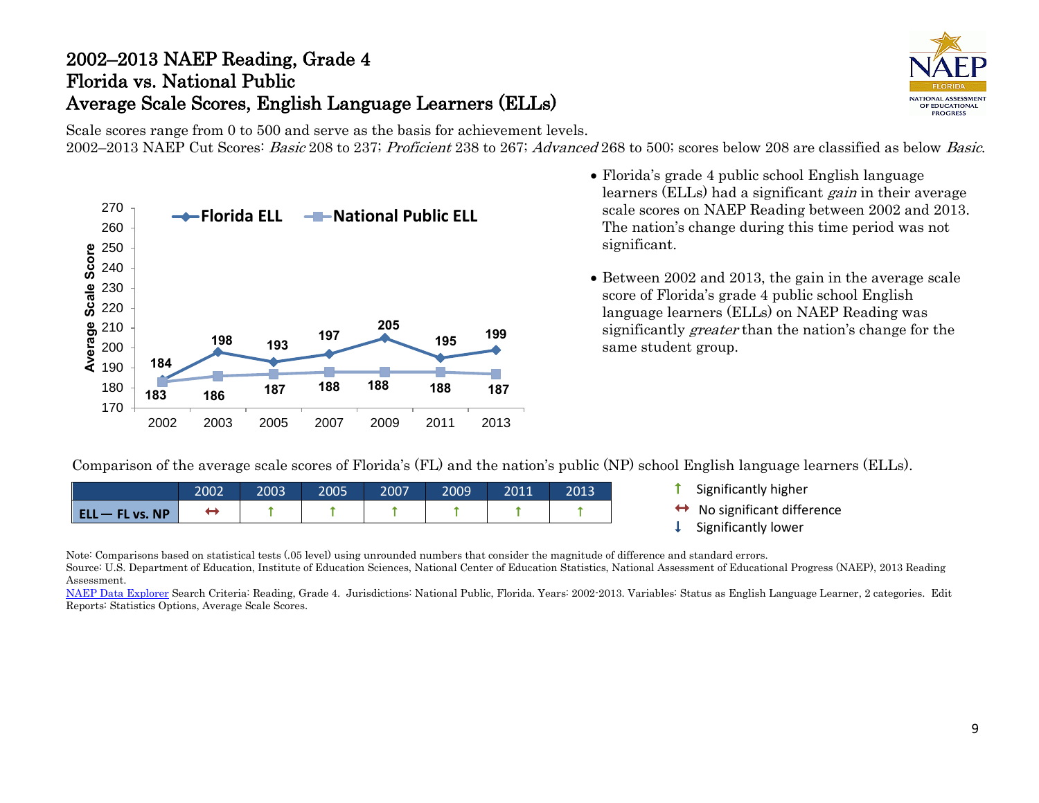# 2002–2013 NAEP Reading, Grade 4
# Florida vs. National Public
# Average Scale Scores, English Language Learners (ELLs)

Scale scores range from 0 to 500 and serve as the basis for achievement levels.
2002–2013 NAEP Cut Scores: *Basic* 208 to 237; *Proficient* 238 to 267; *Advanced* 268 to 500; scores below 208 are classified as below *Basic*.

| Year | Florida ELL | National Public ELL |
|---|---|---|
| 2002 | 184 | 183 |
| 2003 | 198 | 186 |
| 2005 | 193 | 187 |
| 2007 | 197 | 188 |
| 2009 | 205 | 188 |
| 2011 | 195 | 188 |
| 2013 | 199 | 187 |

- Florida's grade 4 public school English language learners (ELLs) had a significant *gain* in their average scale scores on NAEP Reading between 2002 and 2013. The nation's change during this time period was not significant.
- Between 2002 and 2013, the gain in the average scale score of Florida's grade 4 public school English language learners (ELLs) on NAEP Reading was significantly *greater* than the nation's change for the same student group.

Comparison of the average scale scores of Florida's (FL) and the nation's public (NP) school English language learners (ELLs).

| | 2002 | 2003 | 2005 | 2007 | 2009 | 2011 | 2013 |
|---|---|---|---|---|---|---|---|
| ELL — FL vs. NP | ↔ | ↑ | ↑ | ↑ | ↑ | ↑ | ↑ |

↑ Significantly higher
↔ No significant difference
↓ Significantly lower

Note: Comparisons based on statistical tests (.05 level) using unrounded numbers that consider the magnitude of difference and standard errors.
Source: U.S. Department of Education, Institute of Education Sciences, National Center of Education Statistics, National Assessment of Educational Progress (NAEP), 2013 Reading Assessment.
NAEP Data Explorer Search Criteria: Reading, Grade 4. Jurisdictions: National Public, Florida. Years: 2002-2013. Variables: Status as English Language Learner, 2 categories. Edit Reports: Statistics Options, Average Scale Scores.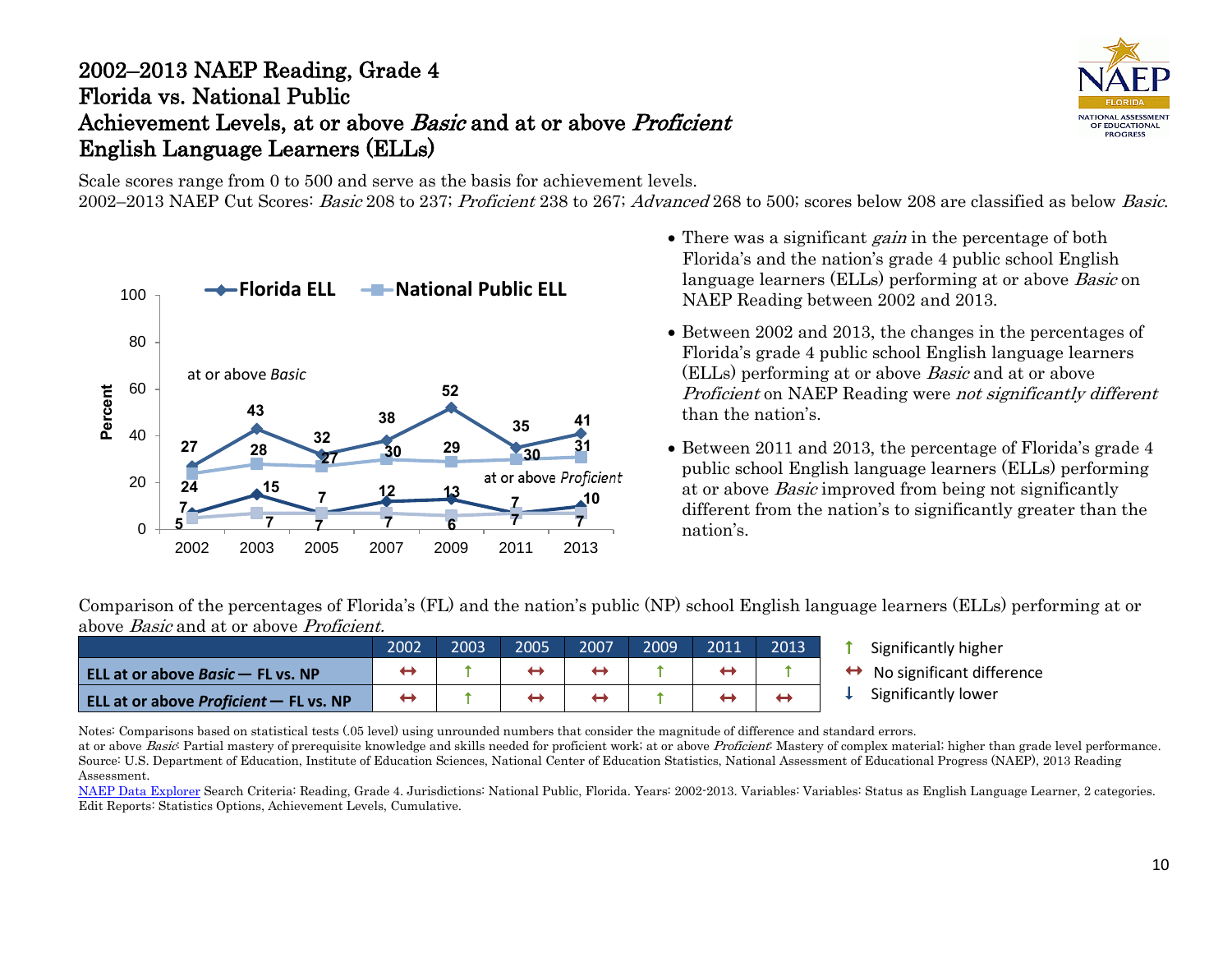# 2002–2013 NAEP Reading, Grade 4
# Florida vs. National Public
# Achievement Levels, at or above *Basic* and at or above *Proficient*
# English Language Learners (ELLs)

Scale scores range from 0 to 500 and serve as the basis for achievement levels.
2002–2013 NAEP Cut Scores: *Basic* 208 to 237; *Proficient* 238 to 267; *Advanced* 268 to 500; scores below 208 are classified as below *Basic*.

Florida ELL
National Public ELL

Percent
100
80
60
40
20
0

at or above *Basic*
27 43 32 38 52 35 41
24 28 27 30 29 30 31

at or above *Proficient*
7 15 7 12 13 7 10
5 7 7 7 6 7 7

2002 2003 2005 2007 2009 2011 2013

- There was a significant *gain* in the percentage of both Florida's and the nation's grade 4 public school English language learners (ELLs) performing at or above *Basic* on NAEP Reading between 2002 and 2013.
- Between 2002 and 2013, the changes in the percentages of Florida's grade 4 public school English language learners (ELLs) performing at or above *Basic* and at or above *Proficient* on NAEP Reading were *not significantly different* than the nation's.
- Between 2011 and 2013, the percentage of Florida's grade 4 public school English language learners (ELLs) performing at or above *Basic* improved from being not significantly different from the nation's to significantly greater than the nation's.

Comparison of the percentages of Florida's (FL) and the nation's public (NP) school English language learners (ELLs) performing at or above *Basic* and at or above *Proficient.*

| | 2002 | 2003 | 2005 | 2007 | 2009 | 2011 | 2013 |
|---|---|---|---|---|---|---|---|
| **ELL at or above *Basic* — FL vs. NP** | ↔ | ↑ | ↔ | ↔ | ↑ | ↔ | ↑ |
| **ELL at or above *Proficient* — FL vs. NP** | ↔ | ↑ | ↔ | ↔ | ↑ | ↔ | ↔ |

↑ Significantly higher
↔ No significant difference
↓ Significantly lower

Notes: Comparisons based on statistical tests (.05 level) using unrounded numbers that consider the magnitude of difference and standard errors.
at or above *Basic*: Partial mastery of prerequisite knowledge and skills needed for proficient work; at or above *Proficient*: Mastery of complex material; higher than grade level performance.
Source: U.S. Department of Education, Institute of Education Sciences, National Center of Education Statistics, National Assessment of Educational Progress (NAEP), 2013 Reading Assessment.
NAEP Data Explorer Search Criteria: Reading, Grade 4. Jurisdictions: National Public, Florida. Years: 2002-2013. Variables: Variables: Status as English Language Learner, 2 categories. Edit Reports: Statistics Options, Achievement Levels, Cumulative.